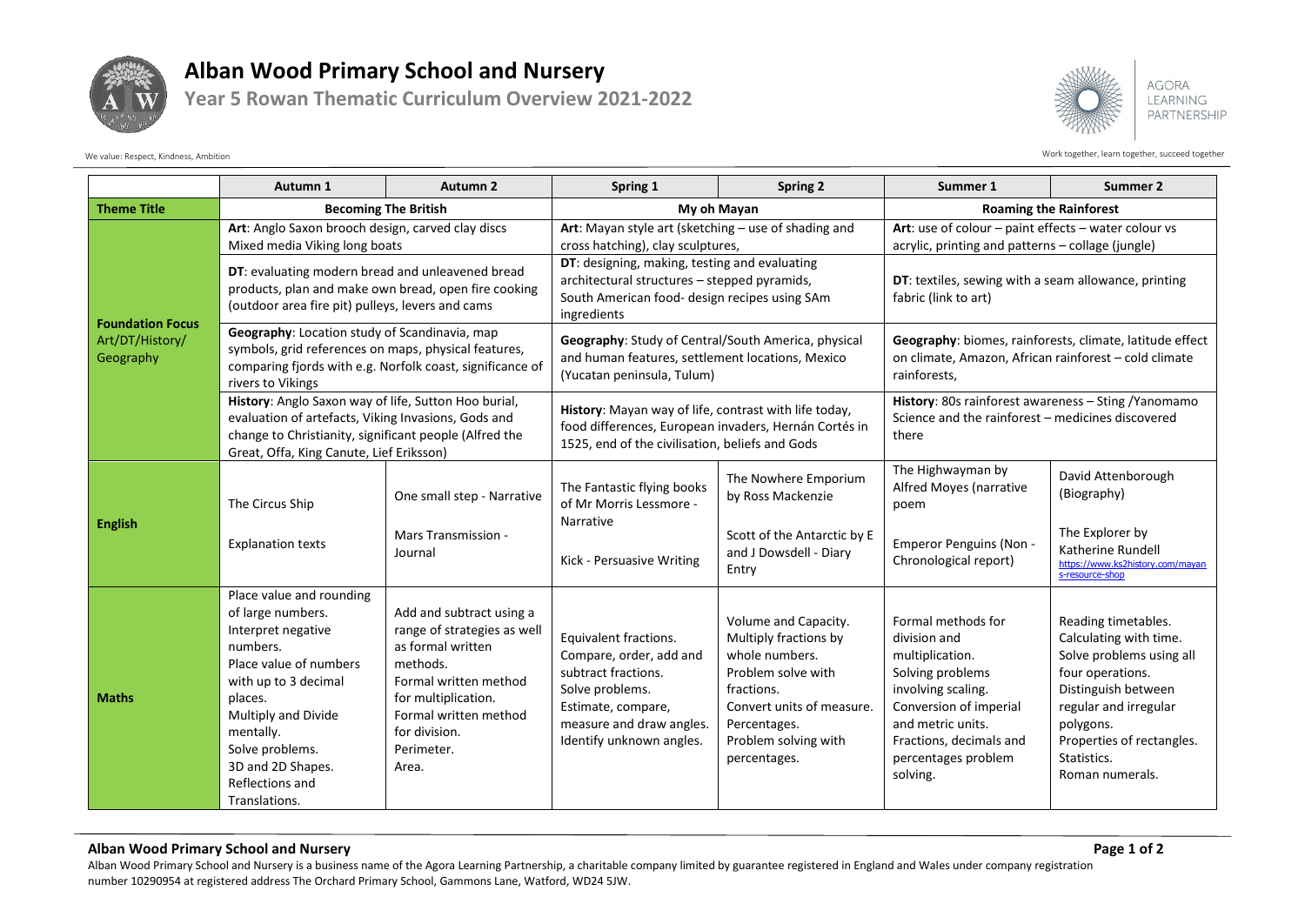# Alban Wood Primary School and Nursery

## Year 5 Rowan Thematic Curriculum Overview 2021-2022

AGORA LEARNING PARTNERSHIP

We value: Respect, Kindness, Ambition

Work together, learn together, succeed together

| | Autumn 1 | Autumn 2 | Spring 1 | Spring 2 | Summer 1 | Summer 2 |
|---|---|---|---|---|---|---|
| **Theme Title** | **Becoming The British** | | **My oh Mayan** | | **Roaming the Rainforest** | |
| **Foundation Focus Art/DT/History/ Geography** | **Art**: Anglo Saxon brooch design, carved clay discs Mixed media Viking long boats<br><br>**DT**: evaluating modern bread and unleavened bread products, plan and make own bread, open fire cooking (outdoor area fire pit) pulleys, levers and cams<br><br>**Geography**: Location study of Scandinavia, map symbols, grid references on maps, physical features, comparing fjords with e.g. Norfolk coast, significance of rivers to Vikings<br><br>**History**: Anglo Saxon way of life, Sutton Hoo burial, evaluation of artefacts, Viking Invasions, Gods and change to Christianity, significant people (Alfred the Great, Offa, King Canute, Lief Eriksson) | | **Art**: Mayan style art (sketching – use of shading and cross hatching), clay sculptures,<br><br>**DT**: designing, making, testing and evaluating architectural structures – stepped pyramids, South American food- design recipes using SAm ingredients<br><br>**Geography**: Study of Central/South America, physical and human features, settlement locations, Mexico (Yucatan peninsula, Tulum)<br><br>**History**: Mayan way of life, contrast with life today, food differences, European invaders, Hernán Cortés in 1525, end of the civilisation, beliefs and Gods | | **Art**: use of colour – paint effects – water colour vs acrylic, printing and patterns – collage (jungle)<br><br>**DT**: textiles, sewing with a seam allowance, printing fabric (link to art)<br><br>**Geography**: biomes, rainforests, climate, latitude effect on climate, Amazon, African rainforest – cold climate rainforests,<br><br>**History**: 80s rainforest awareness – Sting /Yanomamo Science and the rainforest – medicines discovered there | |
| **English** | The Circus Ship<br><br>Explanation texts | One small step - Narrative<br><br>Mars Transmission - Journal | The Fantastic flying books of Mr Morris Lessmore - Narrative<br><br>Kick - Persuasive Writing | The Nowhere Emporium by Ross Mackenzie<br><br>Scott of the Antarctic by E and J Dowsdell - Diary Entry | The Highwayman by Alfred Moyes (narrative poem<br><br>Emperor Penguins (Non - Chronological report) | David Attenborough (Biography)<br><br>The Explorer by Katherine Rundell<br>https://www.ks2history.com/mayans-resource-shop |
| **Maths** | Place value and rounding of large numbers.<br>Interpret negative numbers.<br>Place value of numbers with up to 3 decimal places.<br>Multiply and Divide mentally.<br>Solve problems.<br>3D and 2D Shapes.<br>Reflections and Translations. | Add and subtract using a range of strategies as well as formal written methods.<br>Formal written method for multiplication.<br>Formal written method for division.<br>Perimeter.<br>Area. | Equivalent fractions.<br>Compare, order, add and subtract fractions.<br>Solve problems.<br>Estimate, compare, measure and draw angles.<br>Identify unknown angles. | Volume and Capacity.<br>Multiply fractions by whole numbers.<br>Problem solve with fractions.<br>Convert units of measure.<br>Percentages.<br>Problem solving with percentages. | Formal methods for division and multiplication.<br>Solving problems involving scaling.<br>Conversion of imperial and metric units.<br>Fractions, decimals and percentages problem solving. | Reading timetables.<br>Calculating with time.<br>Solve problems using all four operations.<br>Distinguish between regular and irregular polygons.<br>Properties of rectangles.<br>Statistics.<br>Roman numerals. |

**Alban Wood Primary School and Nursery**

Alban Wood Primary School and Nursery is a business name of the Agora Learning Partnership, a charitable company limited by guarantee registered in England and Wales under company registration number 10290954 at registered address The Orchard Primary School, Gammons Lane, Watford, WD24 5JW.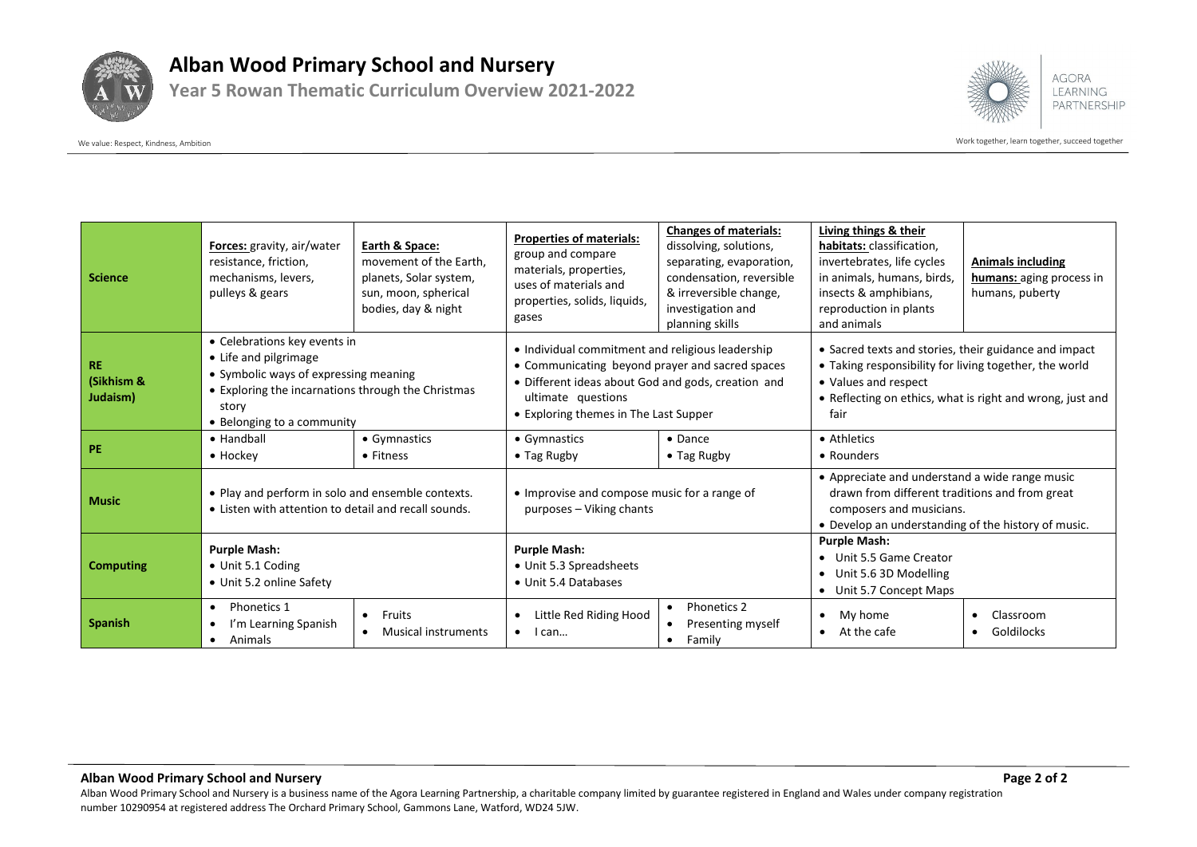| | | | | | | |
|---|---|---|---|---|---|---|
| **Science** | **Forces:** gravity, air/water resistance, friction, mechanisms, levers, pulleys & gears | **Earth & Space:** movement of the Earth, planets, Solar system, sun, moon, spherical bodies, day & night | **Properties of materials:** group and compare materials, properties, uses of materials and properties, solids, liquids, gases | **Changes of materials:** dissolving, solutions, separating, evaporation, condensation, reversible & irreversible change, investigation and planning skills | **Living things & their habitats:** classification, invertebrates, life cycles in animals, humans, birds, insects & amphibians, reproduction in plants and animals | **Animals including humans:** aging process in humans, puberty |
| **RE (Sikhism & Judaism)** | • Celebrations key events in<br>• Life and pilgrimage<br>• Symbolic ways of expressing meaning<br>• Exploring the incarnations through the Christmas story<br>• Belonging to a community | | • Individual commitment and religious leadership<br>• Communicating beyond prayer and sacred spaces<br>• Different ideas about God and gods, creation and ultimate questions<br>• Exploring themes in The Last Supper | | • Sacred texts and stories, their guidance and impact<br>• Taking responsibility for living together, the world<br>• Values and respect<br>• Reflecting on ethics, what is right and wrong, just and fair | |
| **PE** | • Handball<br>• Hockey | • Gymnastics<br>• Fitness | • Gymnastics<br>• Tag Rugby | • Dance<br>• Tag Rugby | • Athletics<br>• Rounders | |
| **Music** | • Play and perform in solo and ensemble contexts.<br>• Listen with attention to detail and recall sounds. | | • Improvise and compose music for a range of purposes – Viking chants | | • Appreciate and understand a wide range music drawn from different traditions and from great composers and musicians.<br>• Develop an understanding of the history of music. | |
| **Computing** | **Purple Mash:**<br>• Unit 5.1 Coding<br>• Unit 5.2 online Safety | | **Purple Mash:**<br>• Unit 5.3 Spreadsheets<br>• Unit 5.4 Databases | | **Purple Mash:**<br>• Unit 5.5 Game Creator<br>• Unit 5.6 3D Modelling<br>• Unit 5.7 Concept Maps | |
| **Spanish** | • Phonetics 1<br>• I'm Learning Spanish<br>• Animals | • Fruits<br>• Musical instruments | • Little Red Riding Hood<br>• I can… | • Phonetics 2<br>• Presenting myself<br>• Family | • My home<br>• At the cafe | • Classroom<br>• Goldilocks |